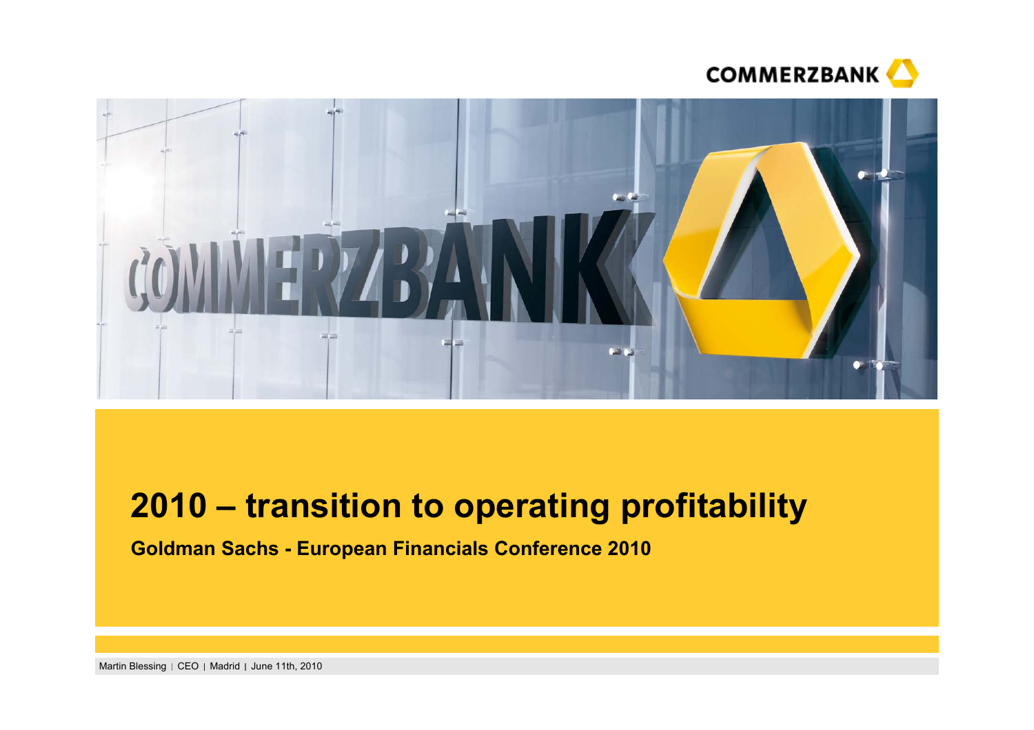# 2010 – transition to operating profitability

**Goldman Sachs - European Financials Conference 2010**

Martin Blessing | CEO | Madrid | June 11th, 2010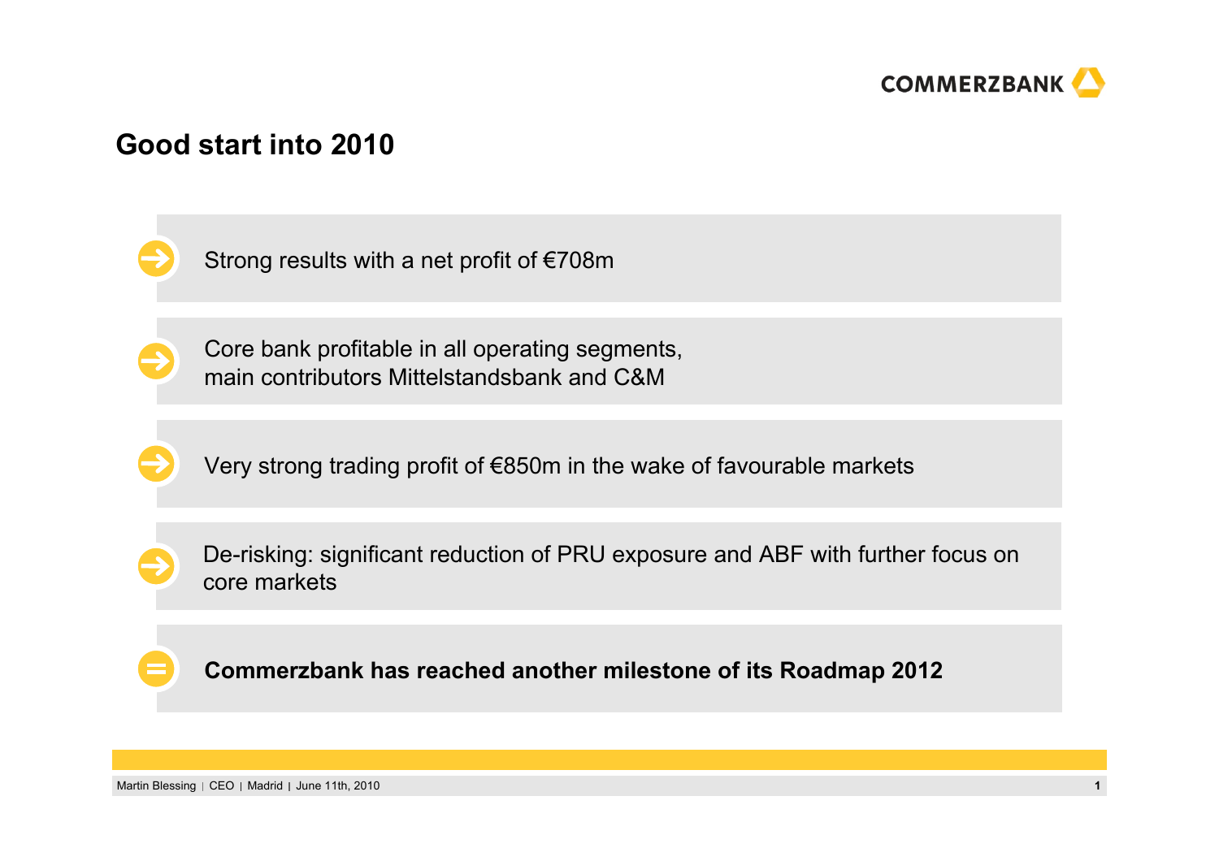## Good start into 2010

- Strong results with a net profit of €708m
- Core bank profitable in all operating segments, main contributors Mittelstandsbank and C&M
- Very strong trading profit of €850m in the wake of favourable markets
- De-risking: significant reduction of PRU exposure and ABF with further focus on core markets

= **Commerzbank has reached another milestone of its Roadmap 2012**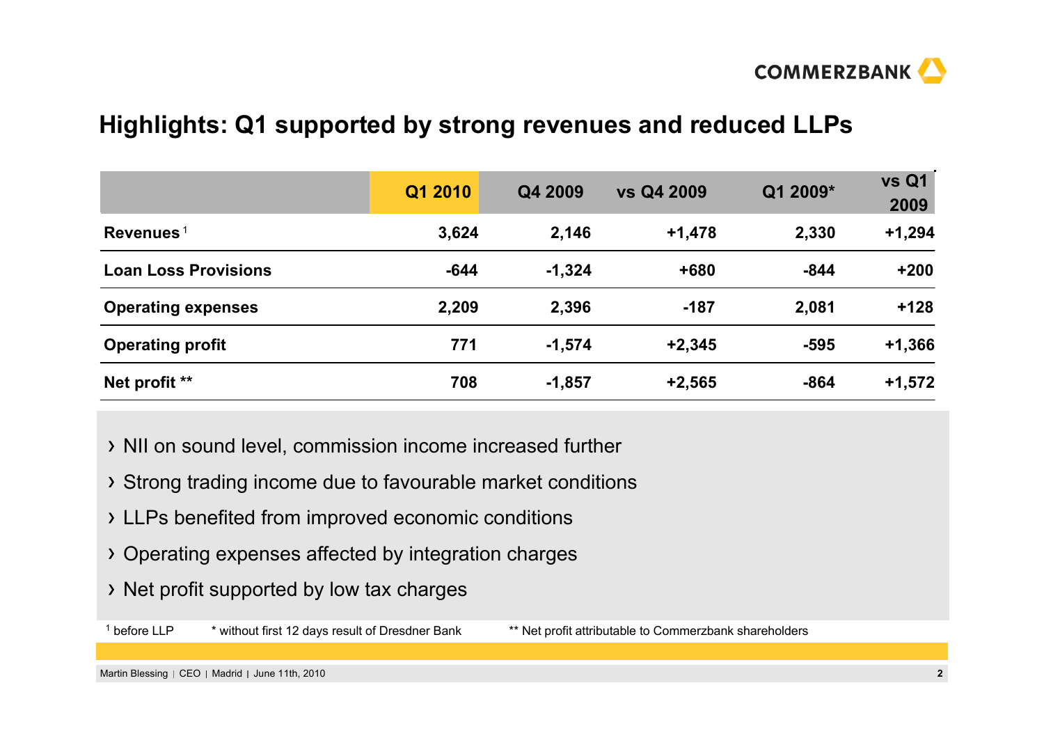## Highlights: Q1 supported by strong revenues and reduced LLPs

| | Q1 2010 | Q4 2009 | vs Q4 2009 | Q1 2009* | vs Q1 2009 |
|---|---|---|---|---|---|
| **Revenues** [1] | **3,624** | **2,146** | **+1,478** | **2,330** | **+1,294** |
| **Loan Loss Provisions** | **-644** | **-1,324** | **+680** | **-844** | **+200** |
| **Operating expenses** | **2,209** | **2,396** | **-187** | **2,081** | **+128** |
| **Operating profit** | **771** | **-1,574** | **+2,345** | **-595** | **+1,366** |
| **Net profit** ** | **708** | **-1,857** | **+2,565** | **-864** | **+1,572** |

- NII on sound level, commission income increased further
- Strong trading income due to favourable market conditions
- LLPs benefited from improved economic conditions
- Operating expenses affected by integration charges
- Net profit supported by low tax charges

[1] before LLP    * without first 12 days result of Dresdner Bank    ** Net profit attributable to Commerzbank shareholders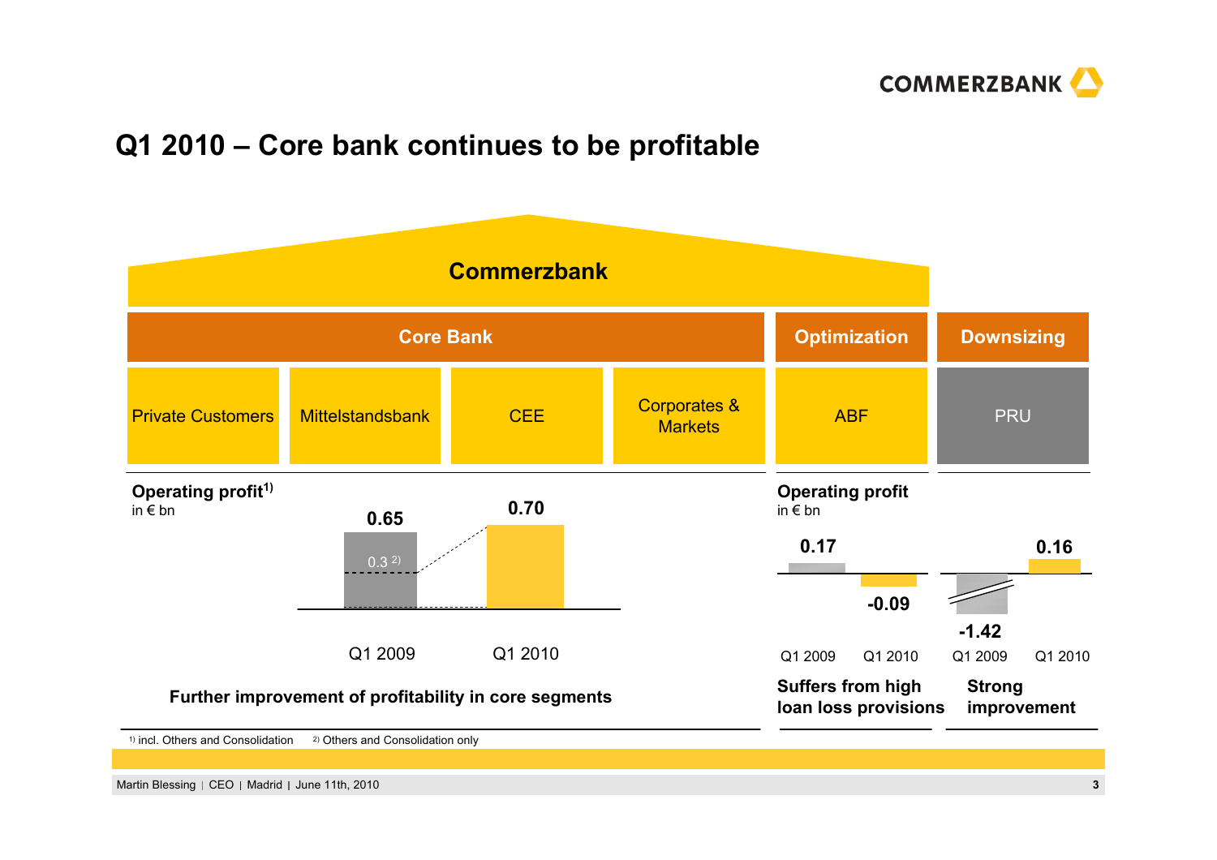# Q1 2010 – Core bank continues to be profitable

**Commerzbank**

| Core Bank | | | | Optimization | Downsizing |
|---|---|---|---|---|---|
| Private Customers | Mittelstandsbank | CEE | Corporates & Markets | ABF | PRU |

**Operating profit[1)]**
in € bn

| | Q1 2009 | Q1 2010 |
|---|---|---|
| Core Bank | 0.65 (0.3 [2)]) | 0.70 |

**Further improvement of profitability in core segments**

**Operating profit**
in € bn

| | Q1 2009 | Q1 2010 |
|---|---|---|
| ABF | 0.17 | -0.09 |
| PRU | -1.42 | 0.16 |

**Suffers from high loan loss provisions** (ABF)

**Strong improvement** (PRU)

1) incl. Others and Consolidation 2) Others and Consolidation only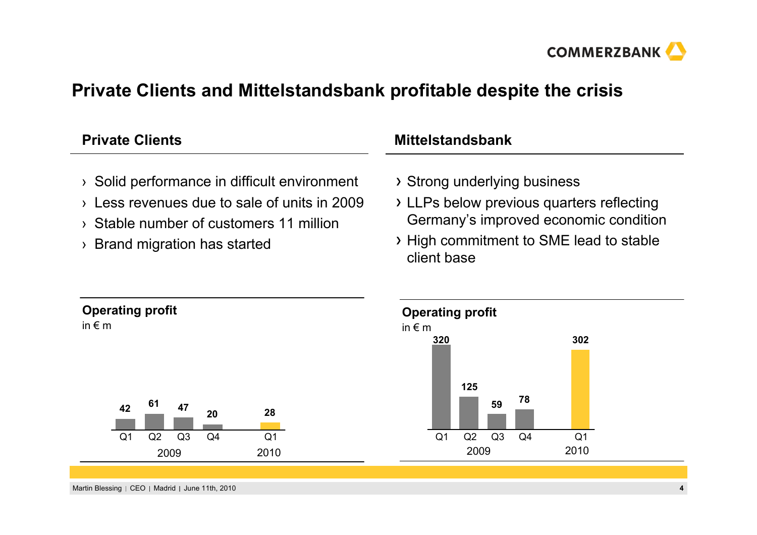# Private Clients and Mittelstandsbank profitable despite the crisis

## Private Clients

- Solid performance in difficult environment
- Less revenues due to sale of units in 2009
- Stable number of customers 11 million
- Brand migration has started

**Operating profit**
in € m

| | Q1 2009 | Q2 2009 | Q3 2009 | Q4 2009 | Q1 2010 |
|---|---|---|---|---|---|
| Operating profit | 42 | 61 | 47 | 20 | 28 |

## Mittelstandsbank

- Strong underlying business
- LLPs below previous quarters reflecting Germany's improved economic condition
- High commitment to SME lead to stable client base

**Operating profit**
in € m

| | Q1 2009 | Q2 2009 | Q3 2009 | Q4 2009 | Q1 2010 |
|---|---|---|---|---|---|
| Operating profit | 320 | 125 | 59 | 78 | 302 |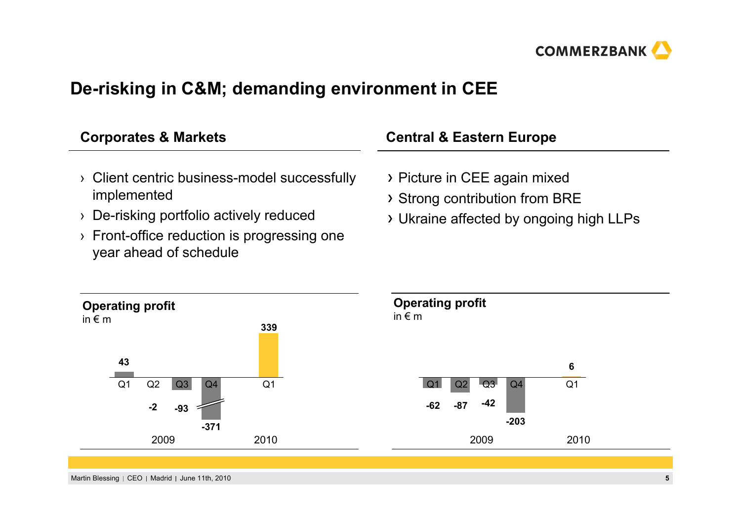# De-risking in C&M; demanding environment in CEE

## Corporates & Markets

- Client centric business-model successfully implemented
- De-risking portfolio actively reduced
- Front-office reduction is progressing one year ahead of schedule

**Operating profit**
in € m

| | 2009 Q1 | 2009 Q2 | 2009 Q3 | 2009 Q4 | 2010 Q1 |
|---|---|---|---|---|---|
| Operating profit | 43 | -2 | -93 | -371 | 339 |

## Central & Eastern Europe

- Picture in CEE again mixed
- Strong contribution from BRE
- Ukraine affected by ongoing high LLPs

**Operating profit**
in € m

| | 2009 Q1 | 2009 Q2 | 2009 Q3 | 2009 Q4 | 2010 Q1 |
|---|---|---|---|---|---|
| Operating profit | -62 | -87 | -42 | -203 | 6 |

Martin Blessing | CEO | Madrid | June 11th, 2010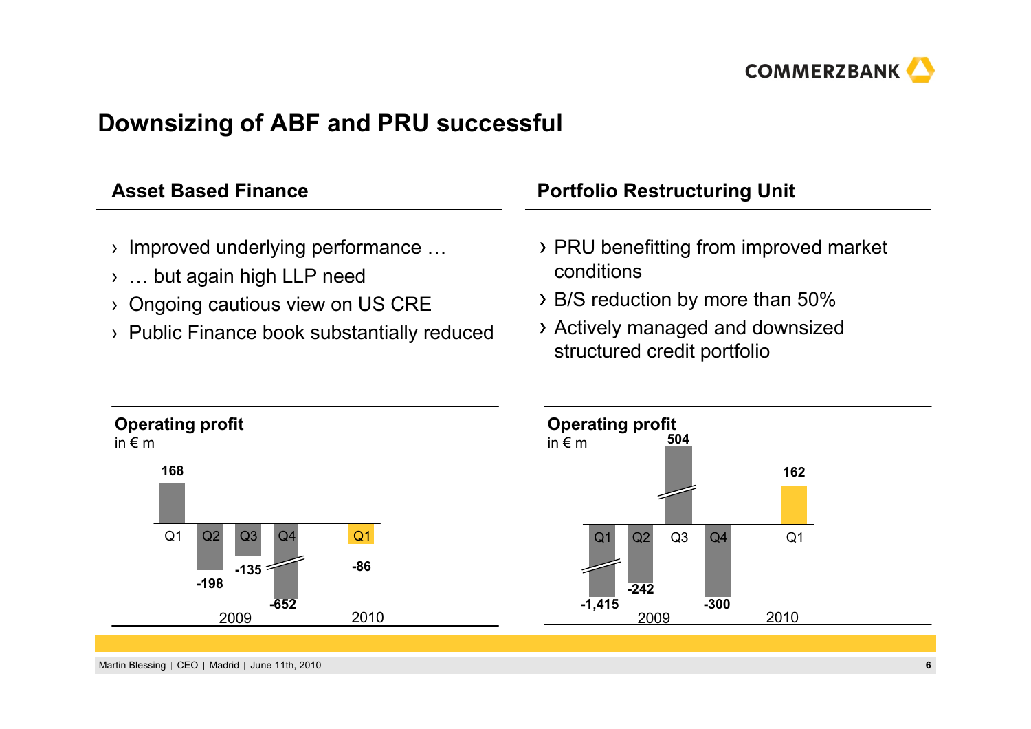# Downsizing of ABF and PRU successful

## Asset Based Finance

- Improved underlying performance …
- … but again high LLP need
- Ongoing cautious view on US CRE
- Public Finance book substantially reduced

**Operating profit**
in € m

| | 2009 Q1 | 2009 Q2 | 2009 Q3 | 2009 Q4 | 2010 Q1 |
|---|---|---|---|---|---|
| Operating profit | 168 | -198 | -135 | -652 | -86 |

## Portfolio Restructuring Unit

- PRU benefitting from improved market conditions
- B/S reduction by more than 50%
- Actively managed and downsized structured credit portfolio

**Operating profit**
in € m

| | 2009 Q1 | 2009 Q2 | 2009 Q3 | 2009 Q4 | 2010 Q1 |
|---|---|---|---|---|---|
| Operating profit | -1,415 | -242 | 504 | -300 | 162 |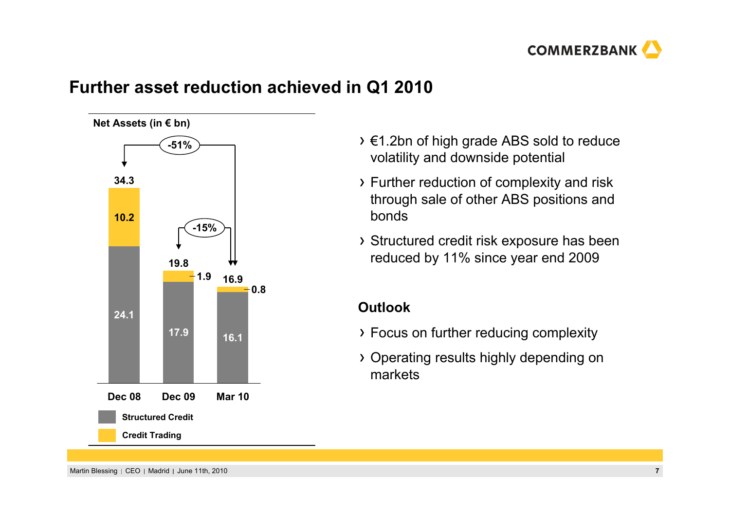# Further asset reduction achieved in Q1 2010

**Net Assets (in € bn)**

| | Dec 08 | Dec 09 | Mar 10 |
|---|---|---|---|
| Structured Credit | 24.1 | 17.9 | 16.1 |
| Credit Trading | 10.2 | 1.9 | 0.8 |
| Total | 34.3 | 19.8 | 16.9 |

Dec 08 → Mar 10: -51%

Dec 09 → Mar 10: -15%

- €1.2bn of high grade ABS sold to reduce volatility and downside potential
- Further reduction of complexity and risk through sale of other ABS positions and bonds
- Structured credit risk exposure has been reduced by 11% since year end 2009

## Outlook

- Focus on further reducing complexity
- Operating results highly depending on markets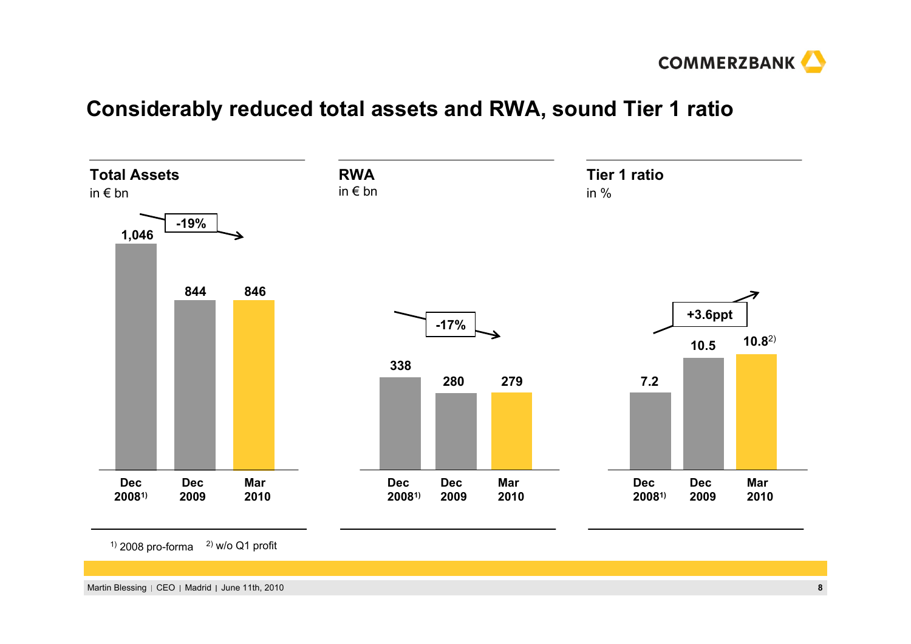# Considerably reduced total assets and RWA, sound Tier 1 ratio

## Total Assets
in € bn

-19%

| Dec 2008[1] | Dec 2009 | Mar 2010 |
|---|---|---|
| 1,046 | 844 | 846 |

## RWA
in € bn

-17%

| Dec 2008[1] | Dec 2009 | Mar 2010 |
|---|---|---|
| 338 | 280 | 279 |

## Tier 1 ratio
in %

+3.6ppt

| Dec 2008[1] | Dec 2009 | Mar 2010 |
|---|---|---|
| 7.2 | 10.5 | 10.8[2] |

[1] 2008 pro-forma [2] w/o Q1 profit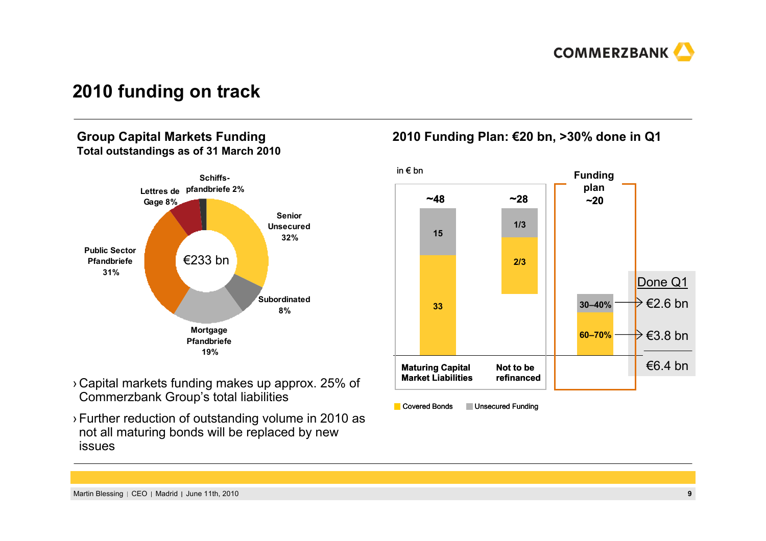# 2010 funding on track

## Group Capital Markets Funding

**Total outstandings as of 31 March 2010**

€233 bn

| Category | Share |
|---|---|
| Senior Unsecured | 32% |
| Subordinated | 8% |
| Mortgage Pfandbriefe | 19% |
| Public Sector Pfandbriefe | 31% |
| Lettres de Gage | 8% |
| Schiffs-pfandbriefe | 2% |

- Capital markets funding makes up approx. 25% of Commerzbank Group's total liabilities
- Further reduction of outstanding volume in 2010 as not all maturing bonds will be replaced by new issues

## 2010 Funding Plan: €20 bn, >30% done in Q1

in € bn

| | Maturing Capital Market Liabilities | Not to be refinanced | Funding plan |
|---|---|---|---|
| Total | ~48 | ~28 | ~20 |
| Unsecured Funding | 15 | 1/3 | 30–40% |
| Covered Bonds | 33 | 2/3 | 60–70% |

| Done Q1 | |
|---|---|
| Unsecured Funding | €2.6 bn |
| Covered Bonds | €3.8 bn |
| Total | €6.4 bn |

Covered Bonds | Unsecured Funding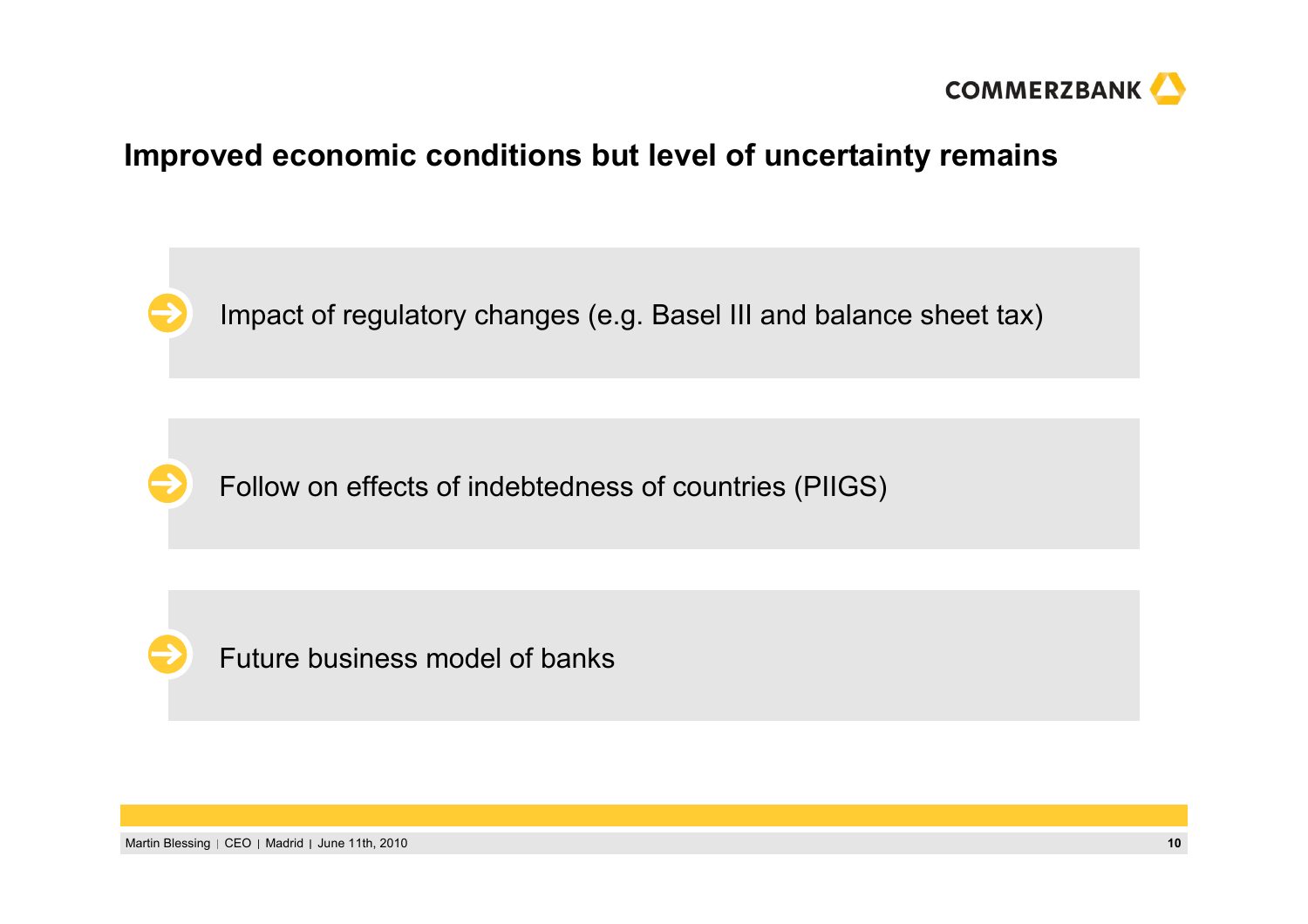# Improved economic conditions but level of uncertainty remains

- Impact of regulatory changes (e.g. Basel III and balance sheet tax)
- Follow on effects of indebtedness of countries (PIIGS)
- Future business model of banks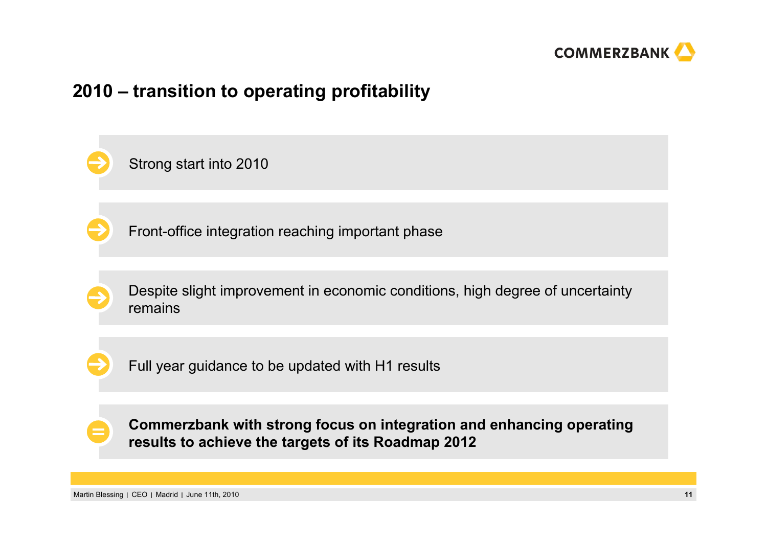## 2010 – transition to operating profitability

- Strong start into 2010
- Front-office integration reaching important phase
- Despite slight improvement in economic conditions, high degree of uncertainty remains
- Full year guidance to be updated with H1 results

= **Commerzbank with strong focus on integration and enhancing operating results to achieve the targets of its Roadmap 2012**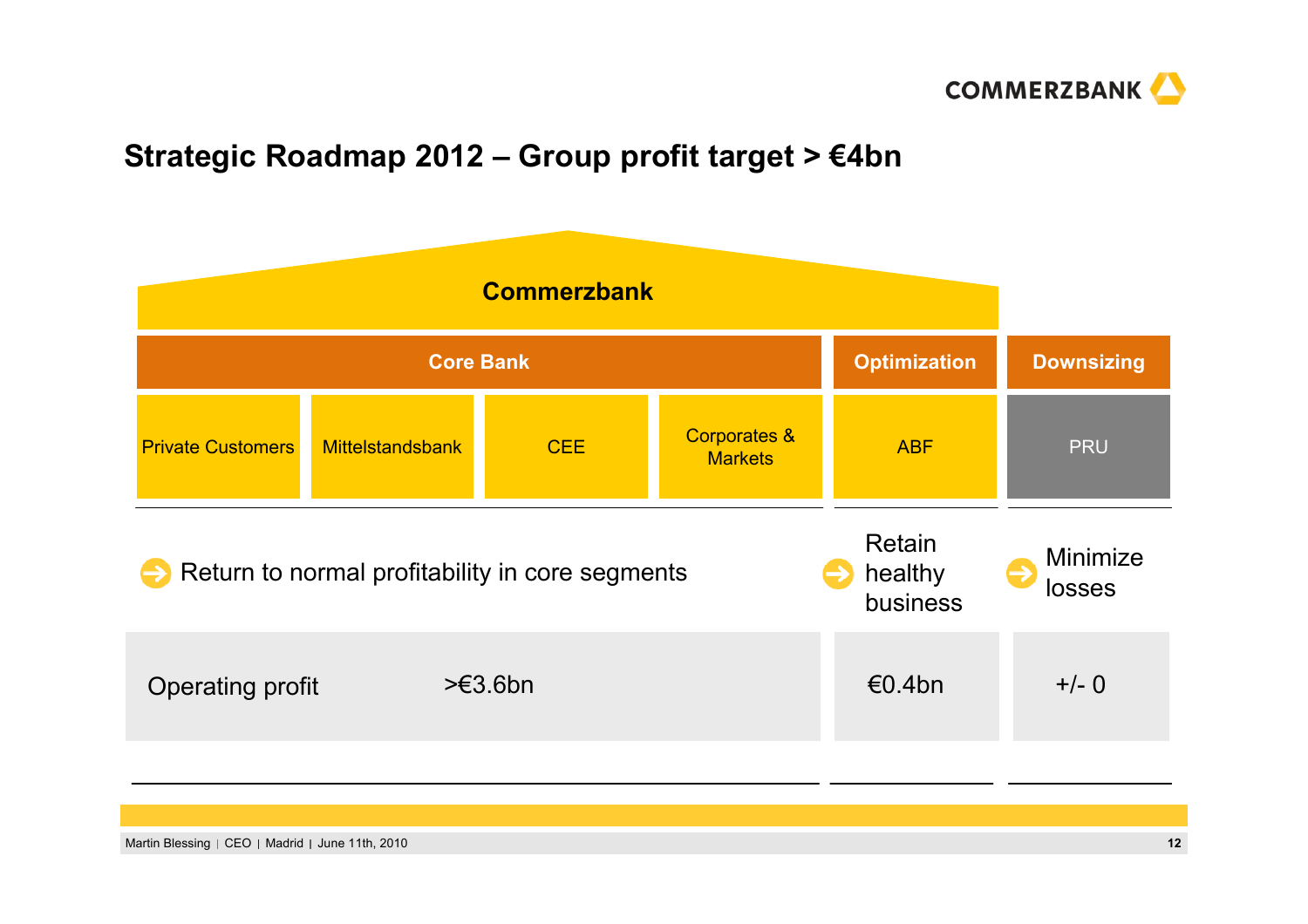# Strategic Roadmap 2012 – Group profit target > €4bn

| Commerzbank | | | | | |
|---|---|---|---|---|---|
| **Core Bank** | | | | **Optimization** | **Downsizing** |
| Private Customers | Mittelstandsbank | CEE | Corporates & Markets | ABF | PRU |
| Return to normal profitability in core segments | | | | Retain healthy business | Minimize losses |
| Operating profit | >€3.6bn | | | €0.4bn | +/- 0 |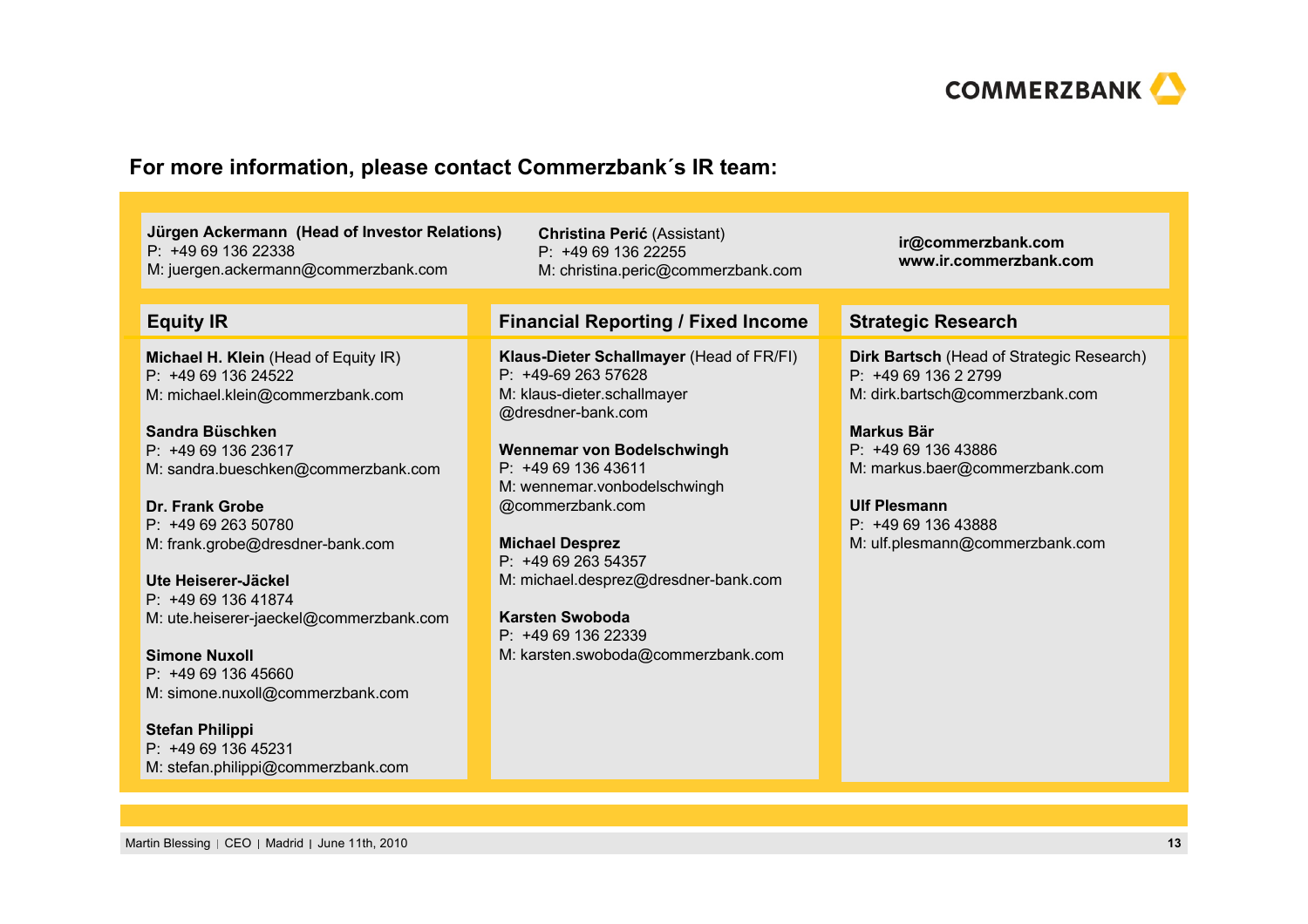## For more information, please contact Commerzbank´s IR team:

**Jürgen Ackermann (Head of Investor Relations)**
P: +49 69 136 22338
M: juergen.ackermann@commerzbank.com

**Christina Perić** (Assistant)
P: +49 69 136 22255
M: christina.peric@commerzbank.com

**ir@commerzbank.com**
**www.ir.commerzbank.com**

### Equity IR

**Michael H. Klein** (Head of Equity IR)
P: +49 69 136 24522
M: michael.klein@commerzbank.com

**Sandra Büschken**
P: +49 69 136 23617
M: sandra.bueschken@commerzbank.com

**Dr. Frank Grobe**
P: +49 69 263 50780
M: frank.grobe@dresdner-bank.com

**Ute Heiserer-Jäckel**
P: +49 69 136 41874
M: ute.heiserer-jaeckel@commerzbank.com

**Simone Nuxoll**
P: +49 69 136 45660
M: simone.nuxoll@commerzbank.com

**Stefan Philippi**
P: +49 69 136 45231
M: stefan.philippi@commerzbank.com

### Financial Reporting / Fixed Income

**Klaus-Dieter Schallmayer** (Head of FR/FI)
P: +49-69 263 57628
M: klaus-dieter.schallmayer@dresdner-bank.com

**Wennemar von Bodelschwingh**
P: +49 69 136 43611
M: wennemar.vonbodelschwingh@commerzbank.com

**Michael Desprez**
P: +49 69 263 54357
M: michael.desprez@dresdner-bank.com

**Karsten Swoboda**
P: +49 69 136 22339
M: karsten.swoboda@commerzbank.com

### Strategic Research

**Dirk Bartsch** (Head of Strategic Research)
P: +49 69 136 2 2799
M: dirk.bartsch@commerzbank.com

**Markus Bär**
P: +49 69 136 43886
M: markus.baer@commerzbank.com

**Ulf Plesmann**
P: +49 69 136 43888
M: ulf.plesmann@commerzbank.com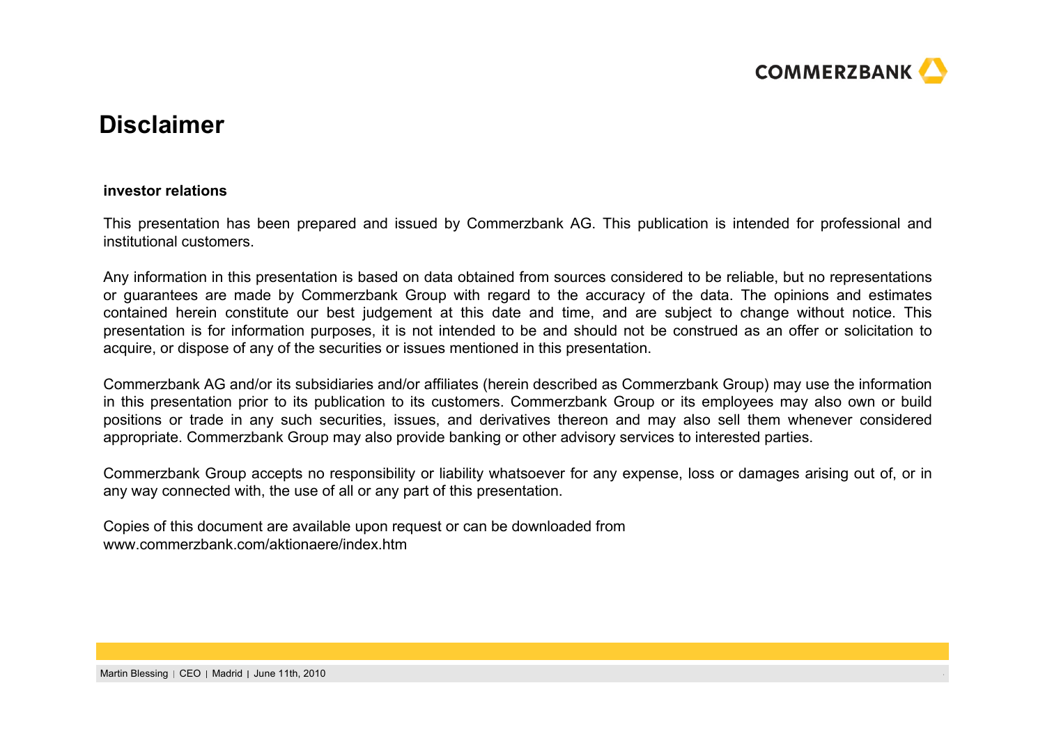# Disclaimer

**investor relations**

This presentation has been prepared and issued by Commerzbank AG. This publication is intended for professional and institutional customers.

Any information in this presentation is based on data obtained from sources considered to be reliable, but no representations or guarantees are made by Commerzbank Group with regard to the accuracy of the data. The opinions and estimates contained herein constitute our best judgement at this date and time, and are subject to change without notice. This presentation is for information purposes, it is not intended to be and should not be construed as an offer or solicitation to acquire, or dispose of any of the securities or issues mentioned in this presentation.

Commerzbank AG and/or its subsidiaries and/or affiliates (herein described as Commerzbank Group) may use the information in this presentation prior to its publication to its customers. Commerzbank Group or its employees may also own or build positions or trade in any such securities, issues, and derivatives thereon and may also sell them whenever considered appropriate. Commerzbank Group may also provide banking or other advisory services to interested parties.

Commerzbank Group accepts no responsibility or liability whatsoever for any expense, loss or damages arising out of, or in any way connected with, the use of all or any part of this presentation.

Copies of this document are available upon request or can be downloaded from www.commerzbank.com/aktionaere/index.htm